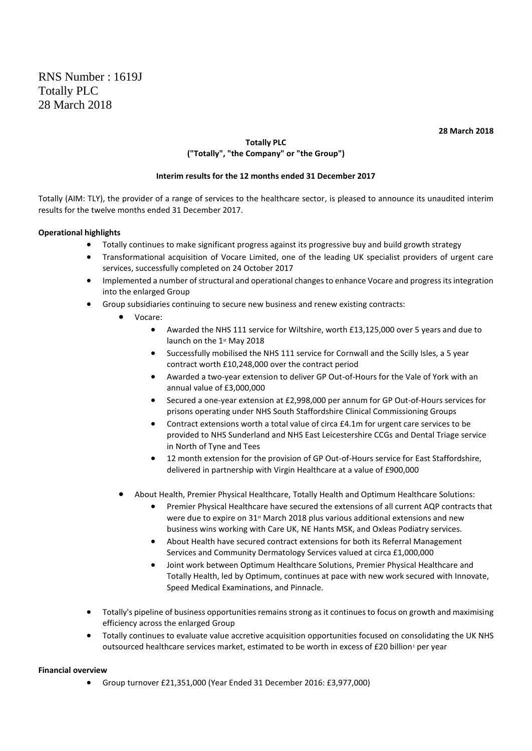RNS Number : 1619J
Totally PLC
28 March 2018

**28 March 2018**

**Totally PLC**
**("Totally", "the Company" or "the Group")**

**Interim results for the 12 months ended 31 December 2017**

Totally (AIM: TLY), the provider of a range of services to the healthcare sector, is pleased to announce its unaudited interim results for the twelve months ended 31 December 2017.

**Operational highlights**

- Totally continues to make significant progress against its progressive buy and build growth strategy
- Transformational acquisition of Vocare Limited, one of the leading UK specialist providers of urgent care services, successfully completed on 24 October 2017
- Implemented a number of structural and operational changes to enhance Vocare and progress its integration into the enlarged Group
- Group subsidiaries continuing to secure new business and renew existing contracts:
  - Vocare:
    - Awarded the NHS 111 service for Wiltshire, worth £13,125,000 over 5 years and due to launch on the 1st May 2018
    - Successfully mobilised the NHS 111 service for Cornwall and the Scilly Isles, a 5 year contract worth £10,248,000 over the contract period
    - Awarded a two-year extension to deliver GP Out-of-Hours for the Vale of York with an annual value of £3,000,000
    - Secured a one-year extension at £2,998,000 per annum for GP Out-of-Hours services for prisons operating under NHS South Staffordshire Clinical Commissioning Groups
    - Contract extensions worth a total value of circa £4.1m for urgent care services to be provided to NHS Sunderland and NHS East Leicestershire CCGs and Dental Triage service in North of Tyne and Tees
    - 12 month extension for the provision of GP Out-of-Hours service for East Staffordshire, delivered in partnership with Virgin Healthcare at a value of £900,000
  - About Health, Premier Physical Healthcare, Totally Health and Optimum Healthcare Solutions:
    - Premier Physical Healthcare have secured the extensions of all current AQP contracts that were due to expire on 31st March 2018 plus various additional extensions and new business wins working with Care UK, NE Hants MSK, and Oxleas Podiatry services.
    - About Health have secured contract extensions for both its Referral Management Services and Community Dermatology Services valued at circa £1,000,000
    - Joint work between Optimum Healthcare Solutions, Premier Physical Healthcare and Totally Health, led by Optimum, continues at pace with new work secured with Innovate, Speed Medical Examinations, and Pinnacle.
- Totally's pipeline of business opportunities remains strong as it continues to focus on growth and maximising efficiency across the enlarged Group
- Totally continues to evaluate value accretive acquisition opportunities focused on consolidating the UK NHS outsourced healthcare services market, estimated to be worth in excess of £20 billion[1] per year

**Financial overview**

- Group turnover £21,351,000 (Year Ended 31 December 2016: £3,977,000)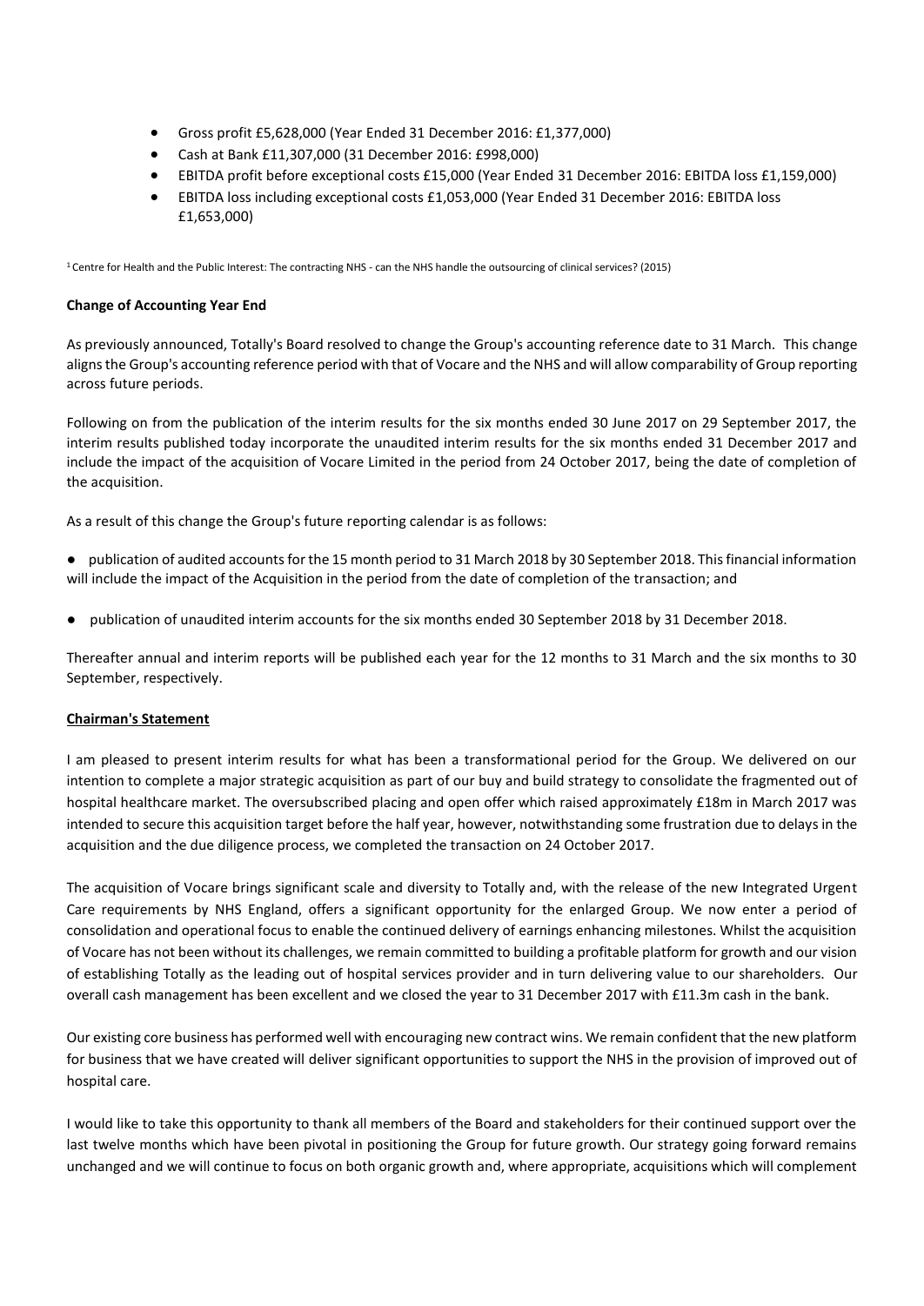- Gross profit £5,628,000 (Year Ended 31 December 2016: £1,377,000)
- Cash at Bank £11,307,000 (31 December 2016: £998,000)
- EBITDA profit before exceptional costs £15,000 (Year Ended 31 December 2016: EBITDA loss £1,159,000)
- EBITDA loss including exceptional costs £1,053,000 (Year Ended 31 December 2016: EBITDA loss £1,653,000)

[1] Centre for Health and the Public Interest: The contracting NHS - can the NHS handle the outsourcing of clinical services? (2015)

**Change of Accounting Year End**

As previously announced, Totally's Board resolved to change the Group's accounting reference date to 31 March. This change aligns the Group's accounting reference period with that of Vocare and the NHS and will allow comparability of Group reporting across future periods.

Following on from the publication of the interim results for the six months ended 30 June 2017 on 29 September 2017, the interim results published today incorporate the unaudited interim results for the six months ended 31 December 2017 and include the impact of the acquisition of Vocare Limited in the period from 24 October 2017, being the date of completion of the acquisition.

As a result of this change the Group's future reporting calendar is as follows:

- publication of audited accounts for the 15 month period to 31 March 2018 by 30 September 2018. This financial information will include the impact of the Acquisition in the period from the date of completion of the transaction; and
- publication of unaudited interim accounts for the six months ended 30 September 2018 by 31 December 2018.

Thereafter annual and interim reports will be published each year for the 12 months to 31 March and the six months to 30 September, respectively.

**Chairman's Statement**

I am pleased to present interim results for what has been a transformational period for the Group. We delivered on our intention to complete a major strategic acquisition as part of our buy and build strategy to consolidate the fragmented out of hospital healthcare market. The oversubscribed placing and open offer which raised approximately £18m in March 2017 was intended to secure this acquisition target before the half year, however, notwithstanding some frustration due to delays in the acquisition and the due diligence process, we completed the transaction on 24 October 2017.

The acquisition of Vocare brings significant scale and diversity to Totally and, with the release of the new Integrated Urgent Care requirements by NHS England, offers a significant opportunity for the enlarged Group. We now enter a period of consolidation and operational focus to enable the continued delivery of earnings enhancing milestones. Whilst the acquisition of Vocare has not been without its challenges, we remain committed to building a profitable platform for growth and our vision of establishing Totally as the leading out of hospital services provider and in turn delivering value to our shareholders. Our overall cash management has been excellent and we closed the year to 31 December 2017 with £11.3m cash in the bank.

Our existing core business has performed well with encouraging new contract wins. We remain confident that the new platform for business that we have created will deliver significant opportunities to support the NHS in the provision of improved out of hospital care.

I would like to take this opportunity to thank all members of the Board and stakeholders for their continued support over the last twelve months which have been pivotal in positioning the Group for future growth. Our strategy going forward remains unchanged and we will continue to focus on both organic growth and, where appropriate, acquisitions which will complement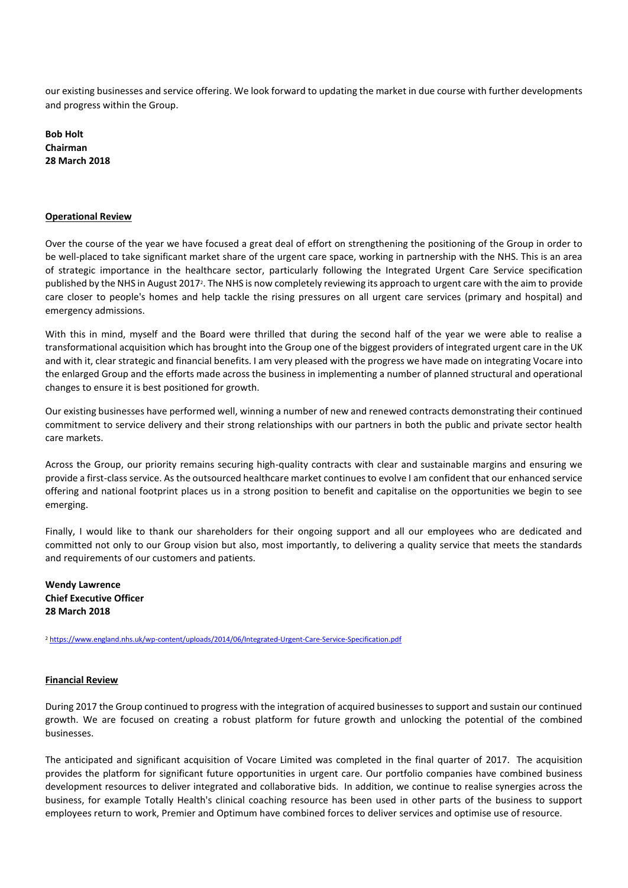our existing businesses and service offering. We look forward to updating the market in due course with further developments and progress within the Group.

**Bob Holt**
**Chairman**
**28 March 2018**

## Operational Review

Over the course of the year we have focused a great deal of effort on strengthening the positioning of the Group in order to be well-placed to take significant market share of the urgent care space, working in partnership with the NHS. This is an area of strategic importance in the healthcare sector, particularly following the Integrated Urgent Care Service specification published by the NHS in August 2017[2]. The NHS is now completely reviewing its approach to urgent care with the aim to provide care closer to people's homes and help tackle the rising pressures on all urgent care services (primary and hospital) and emergency admissions.

With this in mind, myself and the Board were thrilled that during the second half of the year we were able to realise a transformational acquisition which has brought into the Group one of the biggest providers of integrated urgent care in the UK and with it, clear strategic and financial benefits. I am very pleased with the progress we have made on integrating Vocare into the enlarged Group and the efforts made across the business in implementing a number of planned structural and operational changes to ensure it is best positioned for growth.

Our existing businesses have performed well, winning a number of new and renewed contracts demonstrating their continued commitment to service delivery and their strong relationships with our partners in both the public and private sector health care markets.

Across the Group, our priority remains securing high-quality contracts with clear and sustainable margins and ensuring we provide a first-class service. As the outsourced healthcare market continues to evolve I am confident that our enhanced service offering and national footprint places us in a strong position to benefit and capitalise on the opportunities we begin to see emerging.

Finally, I would like to thank our shareholders for their ongoing support and all our employees who are dedicated and committed not only to our Group vision but also, most importantly, to delivering a quality service that meets the standards and requirements of our customers and patients.

**Wendy Lawrence**
**Chief Executive Officer**
**28 March 2018**

[2] https://www.england.nhs.uk/wp-content/uploads/2014/06/Integrated-Urgent-Care-Service-Specification.pdf

## Financial Review

During 2017 the Group continued to progress with the integration of acquired businesses to support and sustain our continued growth. We are focused on creating a robust platform for future growth and unlocking the potential of the combined businesses.

The anticipated and significant acquisition of Vocare Limited was completed in the final quarter of 2017. The acquisition provides the platform for significant future opportunities in urgent care. Our portfolio companies have combined business development resources to deliver integrated and collaborative bids. In addition, we continue to realise synergies across the business, for example Totally Health's clinical coaching resource has been used in other parts of the business to support employees return to work, Premier and Optimum have combined forces to deliver services and optimise use of resource.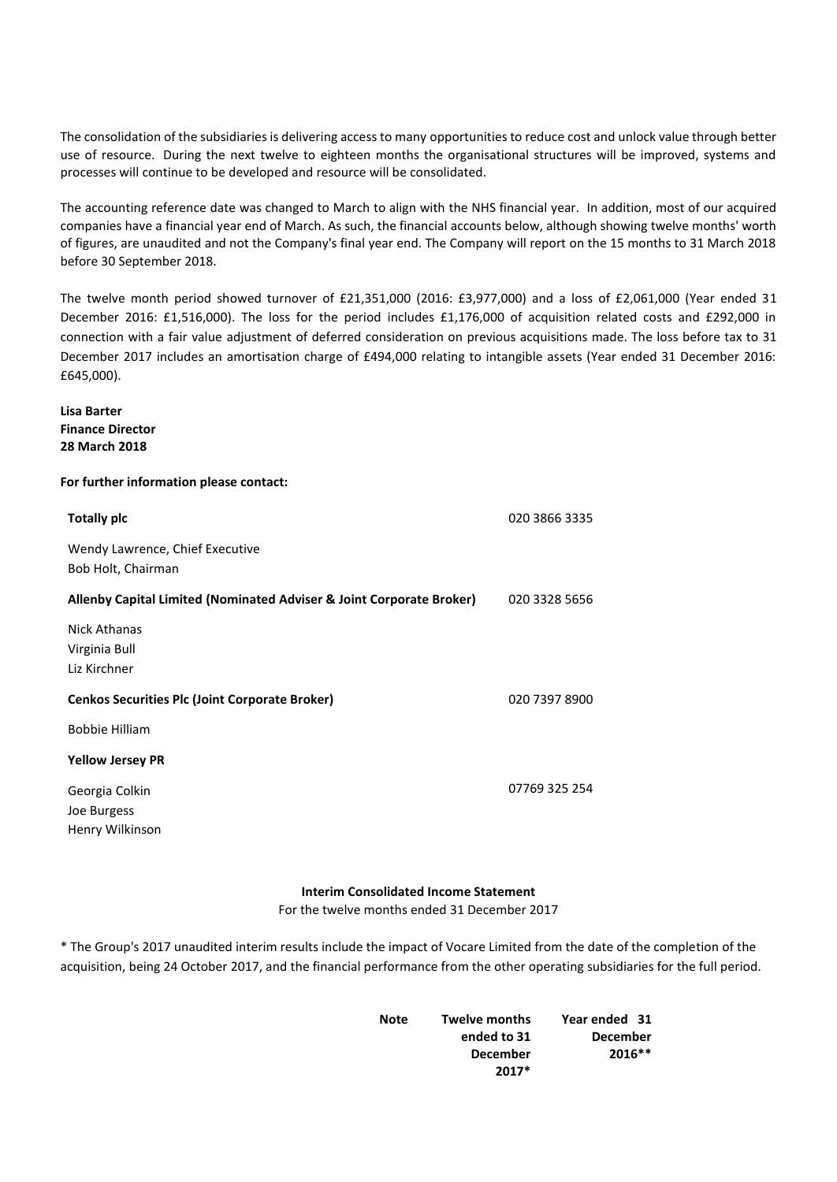The consolidation of the subsidiaries is delivering access to many opportunities to reduce cost and unlock value through better use of resource. During the next twelve to eighteen months the organisational structures will be improved, systems and processes will continue to be developed and resource will be consolidated.

The accounting reference date was changed to March to align with the NHS financial year. In addition, most of our acquired companies have a financial year end of March. As such, the financial accounts below, although showing twelve months' worth of figures, are unaudited and not the Company's final year end. The Company will report on the 15 months to 31 March 2018 before 30 September 2018.

The twelve month period showed turnover of £21,351,000 (2016: £3,977,000) and a loss of £2,061,000 (Year ended 31 December 2016: £1,516,000). The loss for the period includes £1,176,000 of acquisition related costs and £292,000 in connection with a fair value adjustment of deferred consideration on previous acquisitions made. The loss before tax to 31 December 2017 includes an amortisation charge of £494,000 relating to intangible assets (Year ended 31 December 2016: £645,000).

**Lisa Barter**
**Finance Director**
**28 March 2018**

**For further information please contact:**

| | |
|---|---|
| **Totally plc** | 020 3866 3335 |
| Wendy Lawrence, Chief Executive | |
| Bob Holt, Chairman | |
| **Allenby Capital Limited (Nominated Adviser & Joint Corporate Broker)** | 020 3328 5656 |
| Nick Athanas | |
| Virginia Bull | |
| Liz Kirchner | |
| **Cenkos Securities Plc (Joint Corporate Broker)** | 020 7397 8900 |
| Bobbie Hilliam | |
| **Yellow Jersey PR** | |
| Georgia Colkin | 07769 325 254 |
| Joe Burgess | |
| Henry Wilkinson | |

**Interim Consolidated Income Statement**

For the twelve months ended 31 December 2017

* The Group's 2017 unaudited interim results include the impact of Vocare Limited from the date of the completion of the acquisition, being 24 October 2017, and the financial performance from the other operating subsidiaries for the full period.

| | Note | Twelve months ended to 31 December 2017* | Year ended 31 December 2016** |
|---|---|---|---|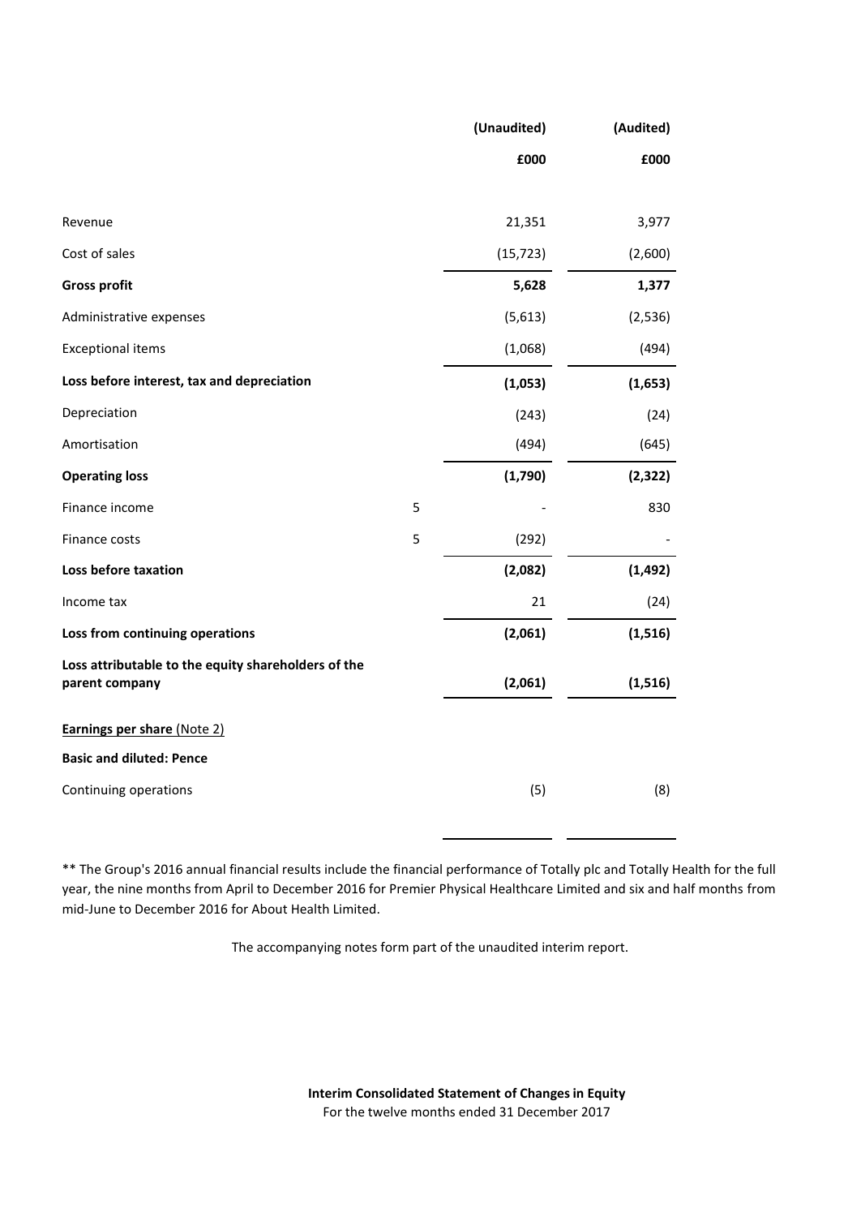| | | (Unaudited) | (Audited) |
|---|---|---|---|
| | | £000 | £000 |
| Revenue | | 21,351 | 3,977 |
| Cost of sales | | (15,723) | (2,600) |
| **Gross profit** | | **5,628** | **1,377** |
| Administrative expenses | | (5,613) | (2,536) |
| Exceptional items | | (1,068) | (494) |
| **Loss before interest, tax and depreciation** | | **(1,053)** | **(1,653)** |
| Depreciation | | (243) | (24) |
| Amortisation | | (494) | (645) |
| **Operating loss** | | **(1,790)** | **(2,322)** |
| Finance income | 5 | - | 830 |
| Finance costs | 5 | (292) | - |
| **Loss before taxation** | | **(2,082)** | **(1,492)** |
| Income tax | | 21 | (24) |
| **Loss from continuing operations** | | **(2,061)** | **(1,516)** |
| **Loss attributable to the equity shareholders of the parent company** | | **(2,061)** | **(1,516)** |
| **Earnings per share** (Note 2) | | | |
| **Basic and diluted: Pence** | | | |
| Continuing operations | | (5) | (8) |

** The Group's 2016 annual financial results include the financial performance of Totally plc and Totally Health for the full year, the nine months from April to December 2016 for Premier Physical Healthcare Limited and six and half months from mid-June to December 2016 for About Health Limited.

The accompanying notes form part of the unaudited interim report.

**Interim Consolidated Statement of Changes in Equity**

For the twelve months ended 31 December 2017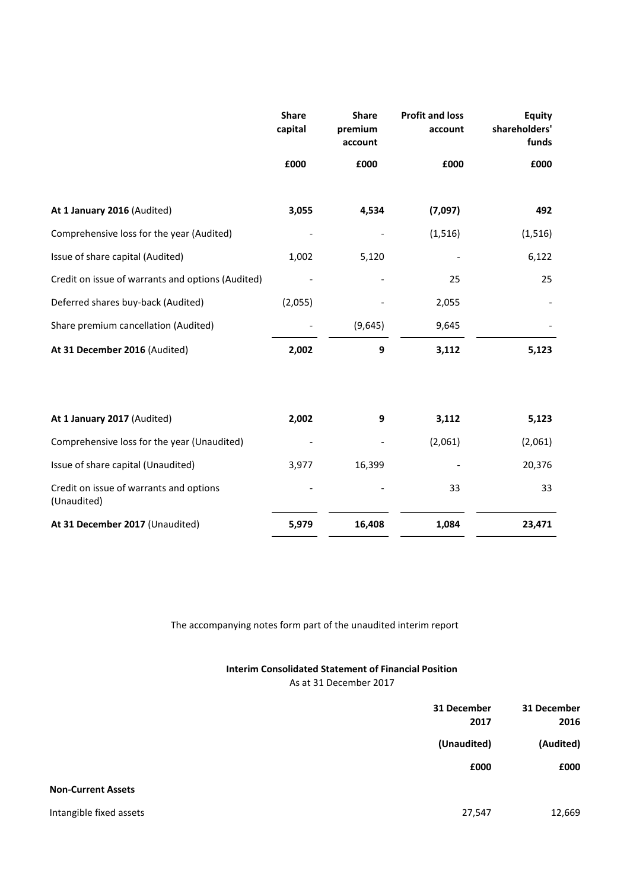| | Share capital | Share premium account | Profit and loss account | Equity shareholders' funds |
|---|---|---|---|---|
| | £000 | £000 | £000 | £000 |
| **At 1 January 2016** (Audited) | **3,055** | **4,534** | **(7,097)** | **492** |
| Comprehensive loss for the year (Audited) | - | - | (1,516) | (1,516) |
| Issue of share capital (Audited) | 1,002 | 5,120 | - | 6,122 |
| Credit on issue of warrants and options (Audited) | - | - | 25 | 25 |
| Deferred shares buy-back (Audited) | (2,055) | - | 2,055 | - |
| Share premium cancellation (Audited) | - | (9,645) | 9,645 | - |
| **At 31 December 2016** (Audited) | **2,002** | **9** | **3,112** | **5,123** |
| | | | | |
| **At 1 January 2017** (Audited) | **2,002** | **9** | **3,112** | **5,123** |
| Comprehensive loss for the year (Unaudited) | - | - | (2,061) | (2,061) |
| Issue of share capital (Unaudited) | 3,977 | 16,399 | - | 20,376 |
| Credit on issue of warrants and options (Unaudited) | - | - | 33 | 33 |
| **At 31 December 2017** (Unaudited) | **5,979** | **16,408** | **1,084** | **23,471** |

The accompanying notes form part of the unaudited interim report

**Interim Consolidated Statement of Financial Position**

As at 31 December 2017

| | 31 December 2017 | 31 December 2016 |
|---|---|---|
| | (Unaudited) | (Audited) |
| | £000 | £000 |
| **Non-Current Assets** | | |
| Intangible fixed assets | 27,547 | 12,669 |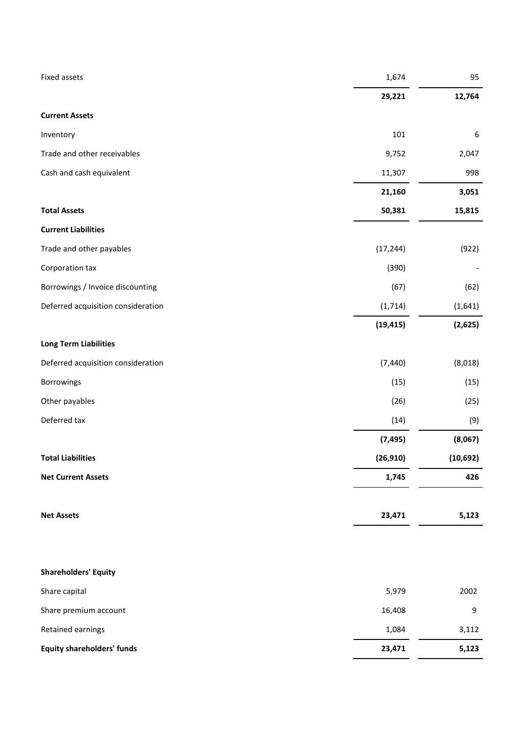| | | |
|---|---|---|
| Fixed assets | 1,674 | 95 |
| | **29,221** | **12,764** |
| **Current Assets** | | |
| Inventory | 101 | 6 |
| Trade and other receivables | 9,752 | 2,047 |
| Cash and cash equivalent | 11,307 | 998 |
| | **21,160** | **3,051** |
| **Total Assets** | **50,381** | **15,815** |
| **Current Liabilities** | | |
| Trade and other payables | (17,244) | (922) |
| Corporation tax | (390) | - |
| Borrowings / Invoice discounting | (67) | (62) |
| Deferred acquisition consideration | (1,714) | (1,641) |
| | **(19,415)** | **(2,625)** |
| **Long Term Liabilities** | | |
| Deferred acquisition consideration | (7,440) | (8,018) |
| Borrowings | (15) | (15) |
| Other payables | (26) | (25) |
| Deferred tax | (14) | (9) |
| | **(7,495)** | **(8,067)** |
| **Total Liabilities** | **(26,910)** | **(10,692)** |
| **Net Current Assets** | **1,745** | **426** |
| | | |
| **Net Assets** | **23,471** | **5,123** |
| | | |
| **Shareholders' Equity** | | |
| Share capital | 5,979 | 2002 |
| Share premium account | 16,408 | 9 |
| Retained earnings | 1,084 | 3,112 |
| **Equity shareholders' funds** | **23,471** | **5,123** |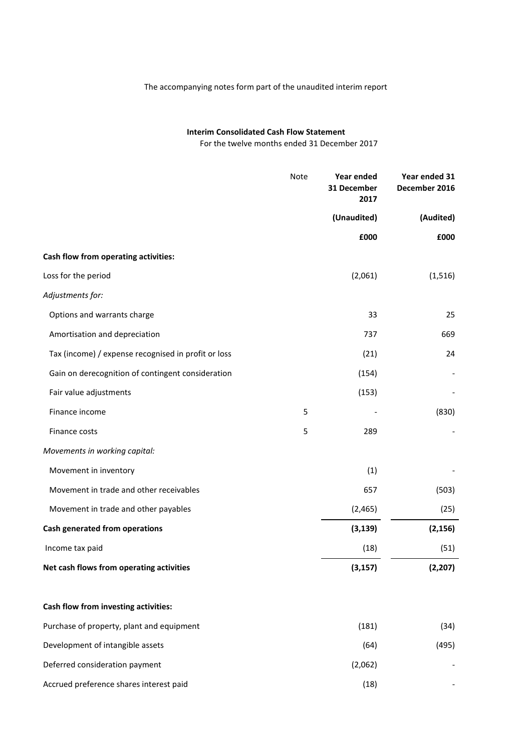The accompanying notes form part of the unaudited interim report

**Interim Consolidated Cash Flow Statement**

For the twelve months ended 31 December 2017

| | Note | Year ended 31 December 2017 | Year ended 31 December 2016 |
|---|---|---|---|
| | | **(Unaudited)** | **(Audited)** |
| | | **£000** | **£000** |
| **Cash flow from operating activities:** | | | |
| Loss for the period | | (2,061) | (1,516) |
| *Adjustments for:* | | | |
| Options and warrants charge | | 33 | 25 |
| Amortisation and depreciation | | 737 | 669 |
| Tax (income) / expense recognised in profit or loss | | (21) | 24 |
| Gain on derecognition of contingent consideration | | (154) | - |
| Fair value adjustments | | (153) | - |
| Finance income | 5 | - | (830) |
| Finance costs | 5 | 289 | - |
| *Movements in working capital:* | | | |
| Movement in inventory | | (1) | - |
| Movement in trade and other receivables | | 657 | (503) |
| Movement in trade and other payables | | (2,465) | (25) |
| **Cash generated from operations** | | **(3,139)** | **(2,156)** |
| Income tax paid | | (18) | (51) |
| **Net cash flows from operating activities** | | **(3,157)** | **(2,207)** |
| | | | |
| **Cash flow from investing activities:** | | | |
| Purchase of property, plant and equipment | | (181) | (34) |
| Development of intangible assets | | (64) | (495) |
| Deferred consideration payment | | (2,062) | - |
| Accrued preference shares interest paid | | (18) | - |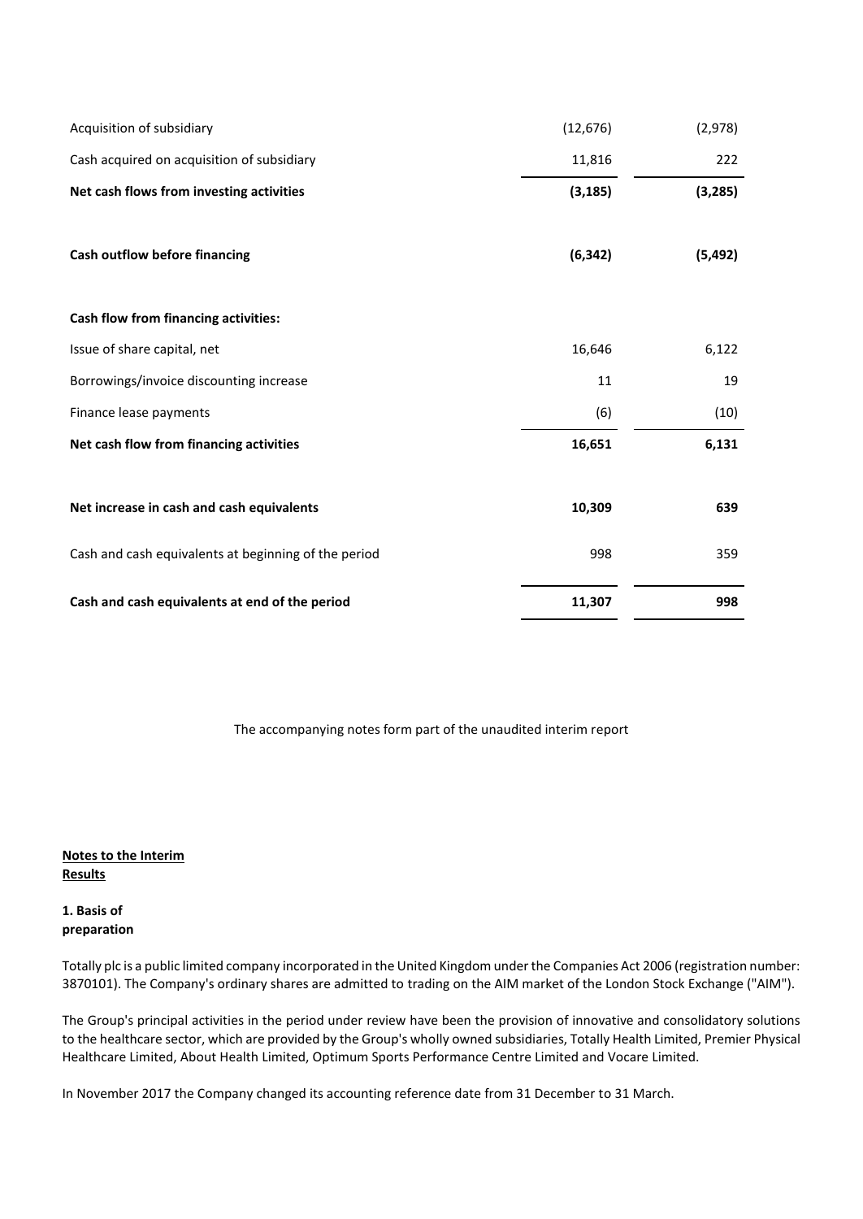| | | |
|---|---|---|
| Acquisition of subsidiary | (12,676) | (2,978) |
| Cash acquired on acquisition of subsidiary | 11,816 | 222 |
| **Net cash flows from investing activities** | **(3,185)** | **(3,285)** |
| | | |
| **Cash outflow before financing** | **(6,342)** | **(5,492)** |
| | | |
| **Cash flow from financing activities:** | | |
| Issue of share capital, net | 16,646 | 6,122 |
| Borrowings/invoice discounting increase | 11 | 19 |
| Finance lease payments | (6) | (10) |
| **Net cash flow from financing activities** | **16,651** | **6,131** |
| | | |
| **Net increase in cash and cash equivalents** | **10,309** | **639** |
| | | |
| Cash and cash equivalents at beginning of the period | 998 | 359 |
| | | |
| **Cash and cash equivalents at end of the period** | **11,307** | **998** |

The accompanying notes form part of the unaudited interim report

**Notes to the Interim Results**

**1. Basis of preparation**

Totally plc is a public limited company incorporated in the United Kingdom under the Companies Act 2006 (registration number: 3870101). The Company's ordinary shares are admitted to trading on the AIM market of the London Stock Exchange ("AIM").

The Group's principal activities in the period under review have been the provision of innovative and consolidatory solutions to the healthcare sector, which are provided by the Group's wholly owned subsidiaries, Totally Health Limited, Premier Physical Healthcare Limited, About Health Limited, Optimum Sports Performance Centre Limited and Vocare Limited.

In November 2017 the Company changed its accounting reference date from 31 December to 31 March.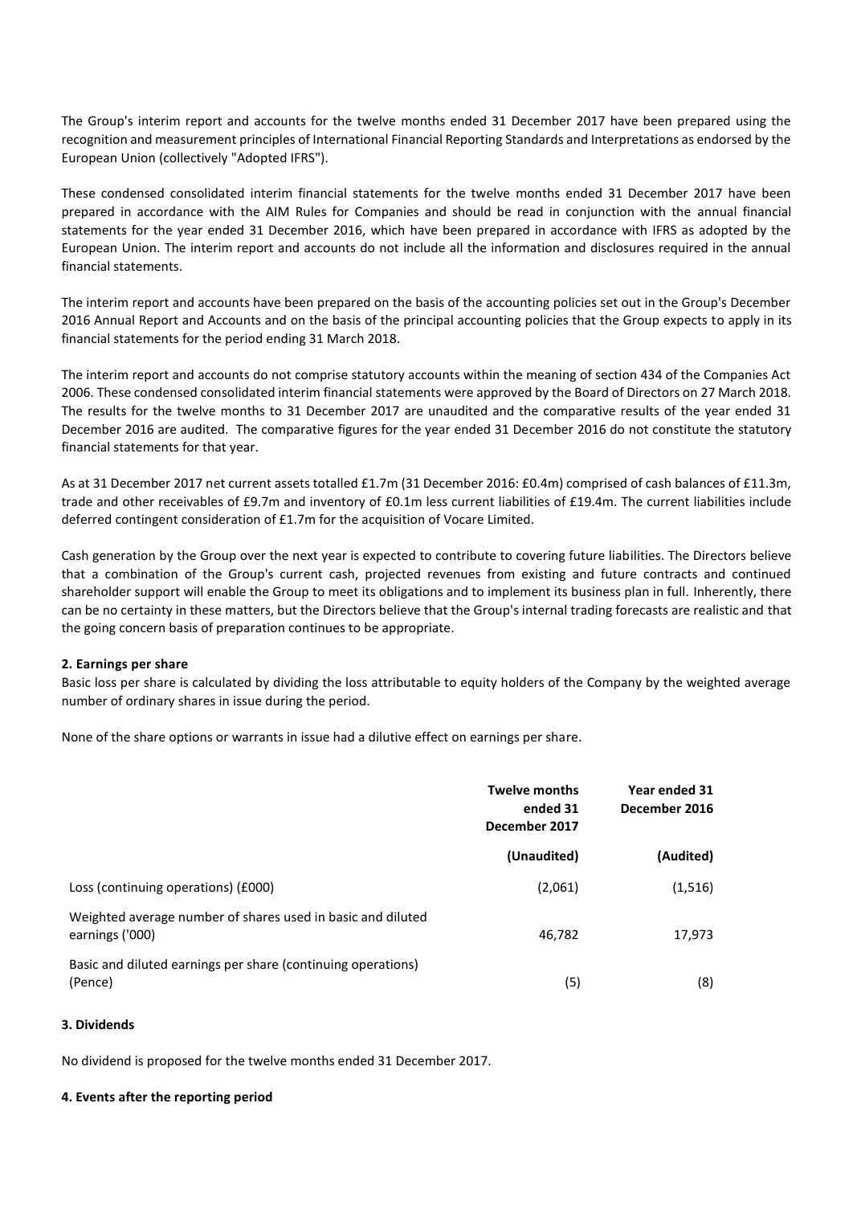The Group's interim report and accounts for the twelve months ended 31 December 2017 have been prepared using the recognition and measurement principles of International Financial Reporting Standards and Interpretations as endorsed by the European Union (collectively "Adopted IFRS").

These condensed consolidated interim financial statements for the twelve months ended 31 December 2017 have been prepared in accordance with the AIM Rules for Companies and should be read in conjunction with the annual financial statements for the year ended 31 December 2016, which have been prepared in accordance with IFRS as adopted by the European Union. The interim report and accounts do not include all the information and disclosures required in the annual financial statements.

The interim report and accounts have been prepared on the basis of the accounting policies set out in the Group's December 2016 Annual Report and Accounts and on the basis of the principal accounting policies that the Group expects to apply in its financial statements for the period ending 31 March 2018.

The interim report and accounts do not comprise statutory accounts within the meaning of section 434 of the Companies Act 2006. These condensed consolidated interim financial statements were approved by the Board of Directors on 27 March 2018. The results for the twelve months to 31 December 2017 are unaudited and the comparative results of the year ended 31 December 2016 are audited. The comparative figures for the year ended 31 December 2016 do not constitute the statutory financial statements for that year.

As at 31 December 2017 net current assets totalled £1.7m (31 December 2016: £0.4m) comprised of cash balances of £11.3m, trade and other receivables of £9.7m and inventory of £0.1m less current liabilities of £19.4m. The current liabilities include deferred contingent consideration of £1.7m for the acquisition of Vocare Limited.

Cash generation by the Group over the next year is expected to contribute to covering future liabilities. The Directors believe that a combination of the Group's current cash, projected revenues from existing and future contracts and continued shareholder support will enable the Group to meet its obligations and to implement its business plan in full. Inherently, there can be no certainty in these matters, but the Directors believe that the Group's internal trading forecasts are realistic and that the going concern basis of preparation continues to be appropriate.

**2. Earnings per share**

Basic loss per share is calculated by dividing the loss attributable to equity holders of the Company by the weighted average number of ordinary shares in issue during the period.

None of the share options or warrants in issue had a dilutive effect on earnings per share.

| | Twelve months ended 31 December 2017 | Year ended 31 December 2016 |
|---|---|---|
| | (Unaudited) | (Audited) |
| Loss (continuing operations) (£000) | (2,061) | (1,516) |
| Weighted average number of shares used in basic and diluted earnings ('000) | 46,782 | 17,973 |
| Basic and diluted earnings per share (continuing operations) (Pence) | (5) | (8) |

**3. Dividends**

No dividend is proposed for the twelve months ended 31 December 2017.

**4. Events after the reporting period**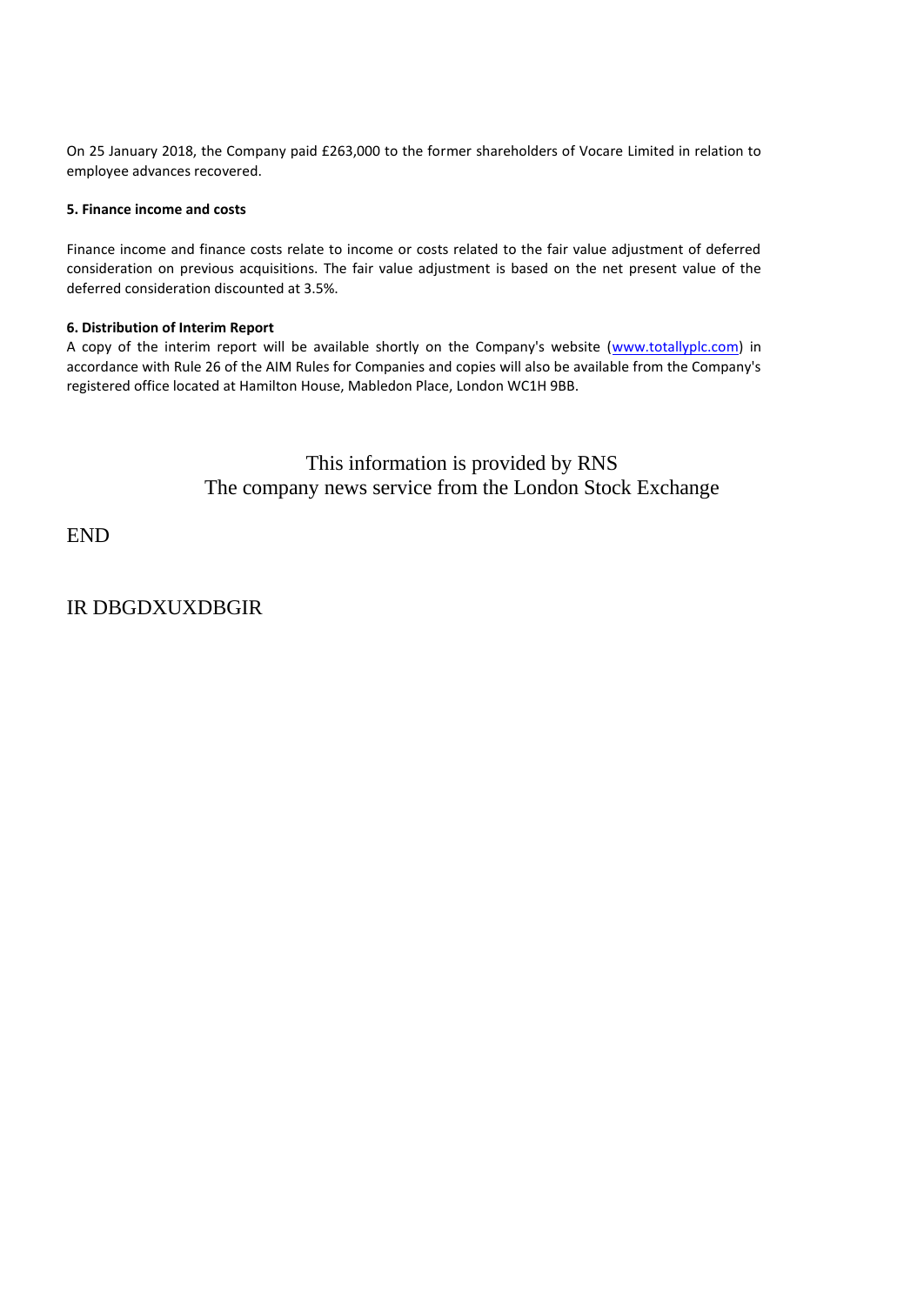On 25 January 2018, the Company paid £263,000 to the former shareholders of Vocare Limited in relation to employee advances recovered.

**5. Finance income and costs**

Finance income and finance costs relate to income or costs related to the fair value adjustment of deferred consideration on previous acquisitions. The fair value adjustment is based on the net present value of the deferred consideration discounted at 3.5%.

**6. Distribution of Interim Report**

A copy of the interim report will be available shortly on the Company's website (www.totallyplc.com) in accordance with Rule 26 of the AIM Rules for Companies and copies will also be available from the Company's registered office located at Hamilton House, Mabledon Place, London WC1H 9BB.

This information is provided by RNS
The company news service from the London Stock Exchange

END

IR DBGDXUXDBGIR